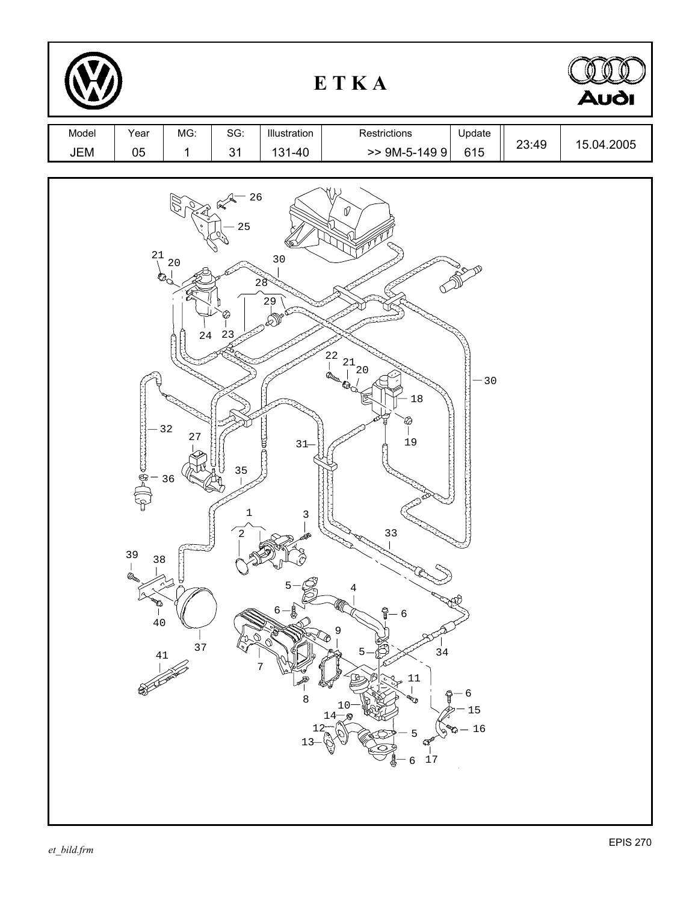# E T K A

| Model | Year | MG: | SG: | Illustration | Restrictions | Update | 23:49 | 15.04.2005 |
|---|---|---|---|---|---|---|---|---|
| JEM | 05 | 1 | 31 | 131-40 | >> 9M-5-149 9 | 615 | | |

26
25
21
20
30
28
29
24
23
22
21
20
30
18
19
32
27
31
36
35
1
3
2
33
39
38
5
4
6
6
40
9
37
5
34
41
7
11
6
8
10
15
14
16
12
5
13
6
17

EPIS 270

*et_bild.frm*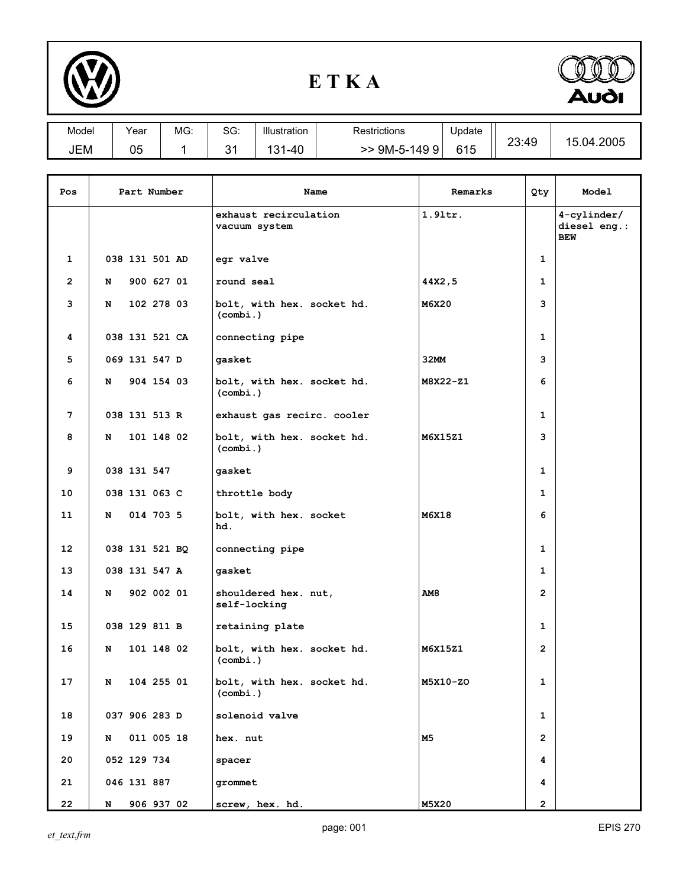# E T K A

| Model | Year | MG: | SG: | Illustration | Restrictions | Update | | |
|---|---|---|---|---|---|---|---|---|
| JEM | 05 | 1 | 31 | 131-40 | >> 9M-5-149 9 | 615 | 23:49 | 15.04.2005 |

| Pos | Part Number | Name | Remarks | Qty | Model |
|---|---|---|---|---|---|
| | | exhaust recirculation vacuum system | 1.9ltr. | | 4-cylinder/ diesel eng.: BEW |
| 1 | 038 131 501 AD | egr valve | | 1 | |
| 2 | N 900 627 01 | round seal | 44X2,5 | 1 | |
| 3 | N 102 278 03 | bolt, with hex. socket hd. (combi.) | M6X20 | 3 | |
| 4 | 038 131 521 CA | connecting pipe | | 1 | |
| 5 | 069 131 547 D | gasket | 32MM | 3 | |
| 6 | N 904 154 03 | bolt, with hex. socket hd. (combi.) | M8X22-Z1 | 6 | |
| 7 | 038 131 513 R | exhaust gas recirc. cooler | | 1 | |
| 8 | N 101 148 02 | bolt, with hex. socket hd. (combi.) | M6X15Z1 | 3 | |
| 9 | 038 131 547 | gasket | | 1 | |
| 10 | 038 131 063 C | throttle body | | 1 | |
| 11 | N 014 703 5 | bolt, with hex. socket hd. | M6X18 | 6 | |
| 12 | 038 131 521 BQ | connecting pipe | | 1 | |
| 13 | 038 131 547 A | gasket | | 1 | |
| 14 | N 902 002 01 | shouldered hex. nut, self-locking | AM8 | 2 | |
| 15 | 038 129 811 B | retaining plate | | 1 | |
| 16 | N 101 148 02 | bolt, with hex. socket hd. (combi.) | M6X15Z1 | 2 | |
| 17 | N 104 255 01 | bolt, with hex. socket hd. (combi.) | M5X10-ZO | 1 | |
| 18 | 037 906 283 D | solenoid valve | | 1 | |
| 19 | N 011 005 18 | hex. nut | M5 | 2 | |
| 20 | 052 129 734 | spacer | | 4 | |
| 21 | 046 131 887 | grommet | | 4 | |
| 22 | N 906 937 02 | screw, hex. hd. | M5X20 | 2 | |

*et_text.frm*

EPIS 270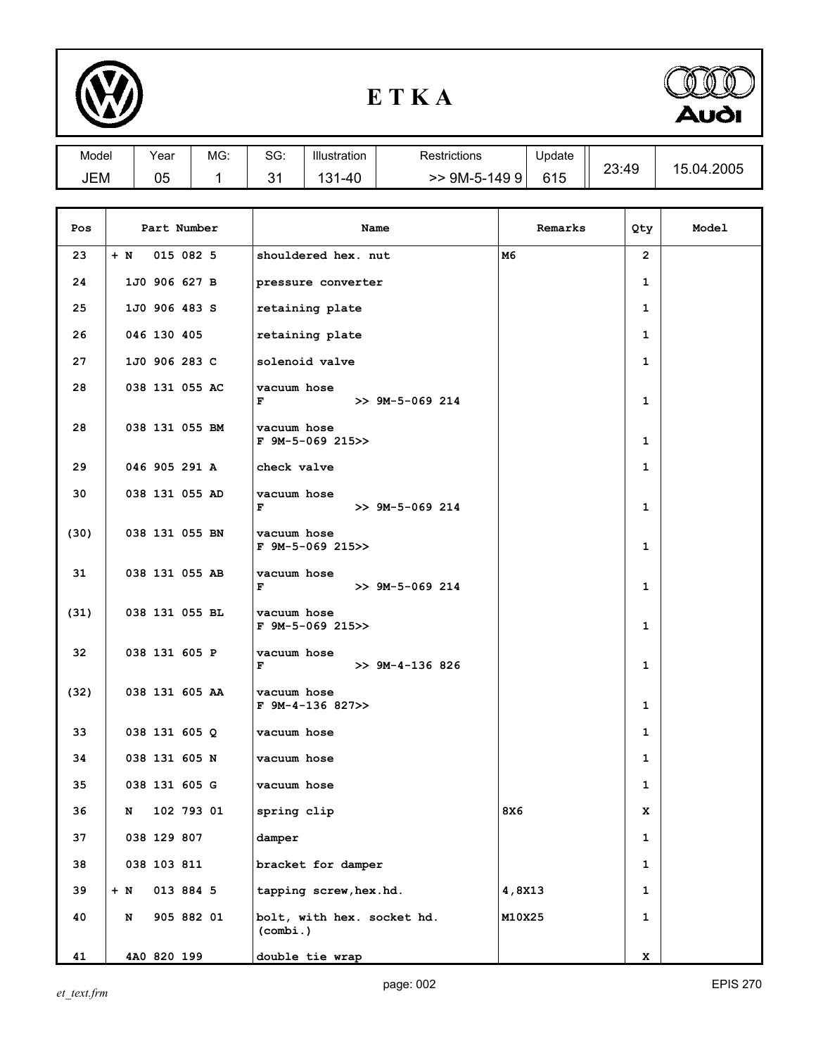# E T K A

| Model | Year | MG: | SG: | Illustration | Restrictions | Update | | |
|---|---|---|---|---|---|---|---|---|
| JEM | 05 | 1 | 31 | 131-40 | >> 9M-5-149 9 | 615 | 23:49 | 15.04.2005 |

| Pos | Part Number | Name | Remarks | Qty | Model |
|---|---|---|---|---|---|
| 23 | + N 015 082 5 | shouldered hex. nut | M6 | 2 | |
| 24 | 1J0 906 627 B | pressure converter | | 1 | |
| 25 | 1J0 906 483 S | retaining plate | | 1 | |
| 26 | 046 130 405 | retaining plate | | 1 | |
| 27 | 1J0 906 283 C | solenoid valve | | 1 | |
| 28 | 038 131 055 AC | vacuum hose<br>F >> 9M-5-069 214 | | 1 | |
| 28 | 038 131 055 BM | vacuum hose<br>F 9M-5-069 215>> | | 1 | |
| 29 | 046 905 291 A | check valve | | 1 | |
| 30 | 038 131 055 AD | vacuum hose<br>F >> 9M-5-069 214 | | 1 | |
| (30) | 038 131 055 BN | vacuum hose<br>F 9M-5-069 215>> | | 1 | |
| 31 | 038 131 055 AB | vacuum hose<br>F >> 9M-5-069 214 | | 1 | |
| (31) | 038 131 055 BL | vacuum hose<br>F 9M-5-069 215>> | | 1 | |
| 32 | 038 131 605 P | vacuum hose<br>F >> 9M-4-136 826 | | 1 | |
| (32) | 038 131 605 AA | vacuum hose<br>F 9M-4-136 827>> | | 1 | |
| 33 | 038 131 605 Q | vacuum hose | | 1 | |
| 34 | 038 131 605 N | vacuum hose | | 1 | |
| 35 | 038 131 605 G | vacuum hose | | 1 | |
| 36 | N 102 793 01 | spring clip | 8X6 | X | |
| 37 | 038 129 807 | damper | | 1 | |
| 38 | 038 103 811 | bracket for damper | | 1 | |
| 39 | + N 013 884 5 | tapping screw,hex.hd. | 4,8X13 | 1 | |
| 40 | N 905 882 01 | bolt, with hex. socket hd. (combi.) | M10X25 | 1 | |
| 41 | 4A0 820 199 | double tie wrap | | X | |

*et_text.frm* — page: 002 — EPIS 270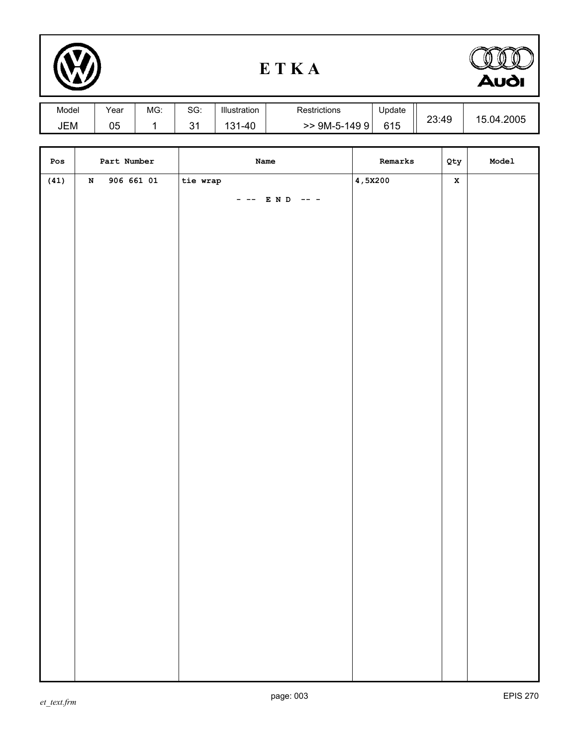# E T K A

| Model | Year | MG: | SG: | Illustration | Restrictions | Update | | |
|---|---|---|---|---|---|---|---|---|
| JEM | 05 | 1 | 31 | 131-40 | >> 9M-5-149 9 | 615 | 23:49 | 15.04.2005 |

| Pos | Part Number | Name | Remarks | Qty | Model |
|---|---|---|---|---|---|
| (41) | N 906 661 01 | tie wrap | 4,5X200 | X | |
| | | - -- E N D -- - | | | |

*et_text.frm*

EPIS 270